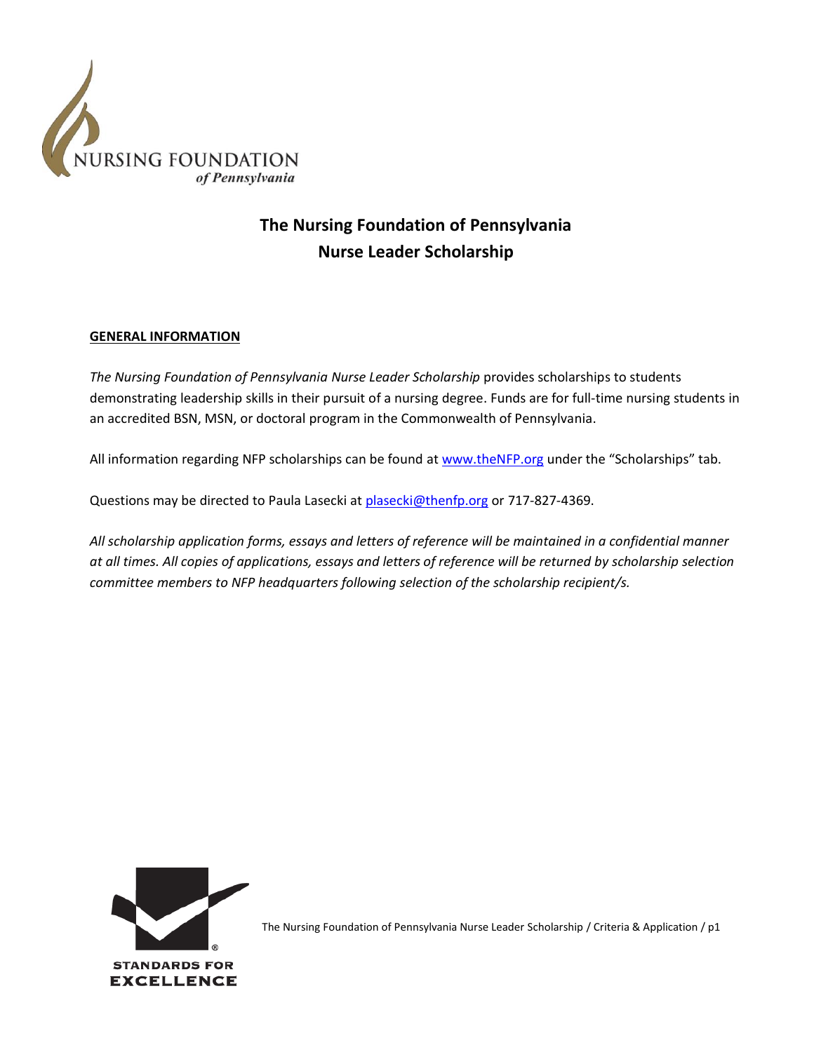# The Nursing Foundation of Pennsylvania
# Nurse Leader Scholarship

## GENERAL INFORMATION

*The Nursing Foundation of Pennsylvania Nurse Leader Scholarship* provides scholarships to students demonstrating leadership skills in their pursuit of a nursing degree. Funds are for full-time nursing students in an accredited BSN, MSN, or doctoral program in the Commonwealth of Pennsylvania.

All information regarding NFP scholarships can be found at www.theNFP.org under the "Scholarships" tab.

Questions may be directed to Paula Lasecki at plasecki@thenfp.org or 717-827-4369.

*All scholarship application forms, essays and letters of reference will be maintained in a confidential manner at all times. All copies of applications, essays and letters of reference will be returned by scholarship selection committee members to NFP headquarters following selection of the scholarship recipient/s.*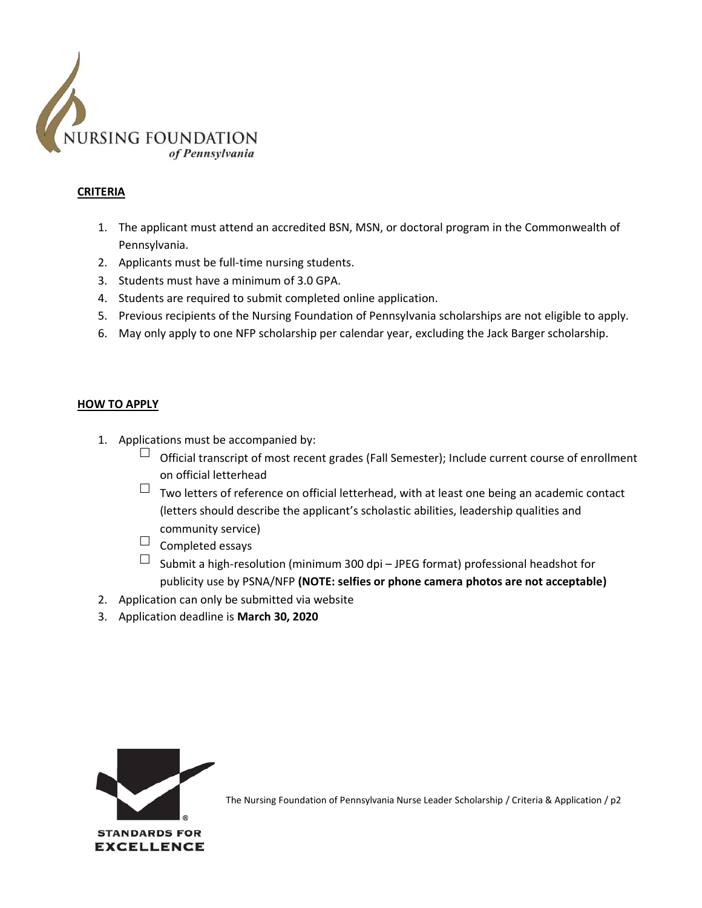NURSING FOUNDATION
*of Pennsylvania*

**CRITERIA**

1. The applicant must attend an accredited BSN, MSN, or doctoral program in the Commonwealth of Pennsylvania.
2. Applicants must be full-time nursing students.
3. Students must have a minimum of 3.0 GPA.
4. Students are required to submit completed online application.
5. Previous recipients of the Nursing Foundation of Pennsylvania scholarships are not eligible to apply.
6. May only apply to one NFP scholarship per calendar year, excluding the Jack Barger scholarship.

**HOW TO APPLY**

1. Applications must be accompanied by:
   - ☐ Official transcript of most recent grades (Fall Semester); Include current course of enrollment on official letterhead
   - ☐ Two letters of reference on official letterhead, with at least one being an academic contact (letters should describe the applicant's scholastic abilities, leadership qualities and community service)
   - ☐ Completed essays
   - ☐ Submit a high-resolution (minimum 300 dpi – JPEG format) professional headshot for publicity use by PSNA/NFP **(NOTE: selfies or phone camera photos are not acceptable)**
2. Application can only be submitted via website
3. Application deadline is **March 30, 2020**

STANDARDS FOR EXCELLENCE

The Nursing Foundation of Pennsylvania Nurse Leader Scholarship / Criteria & Application / p2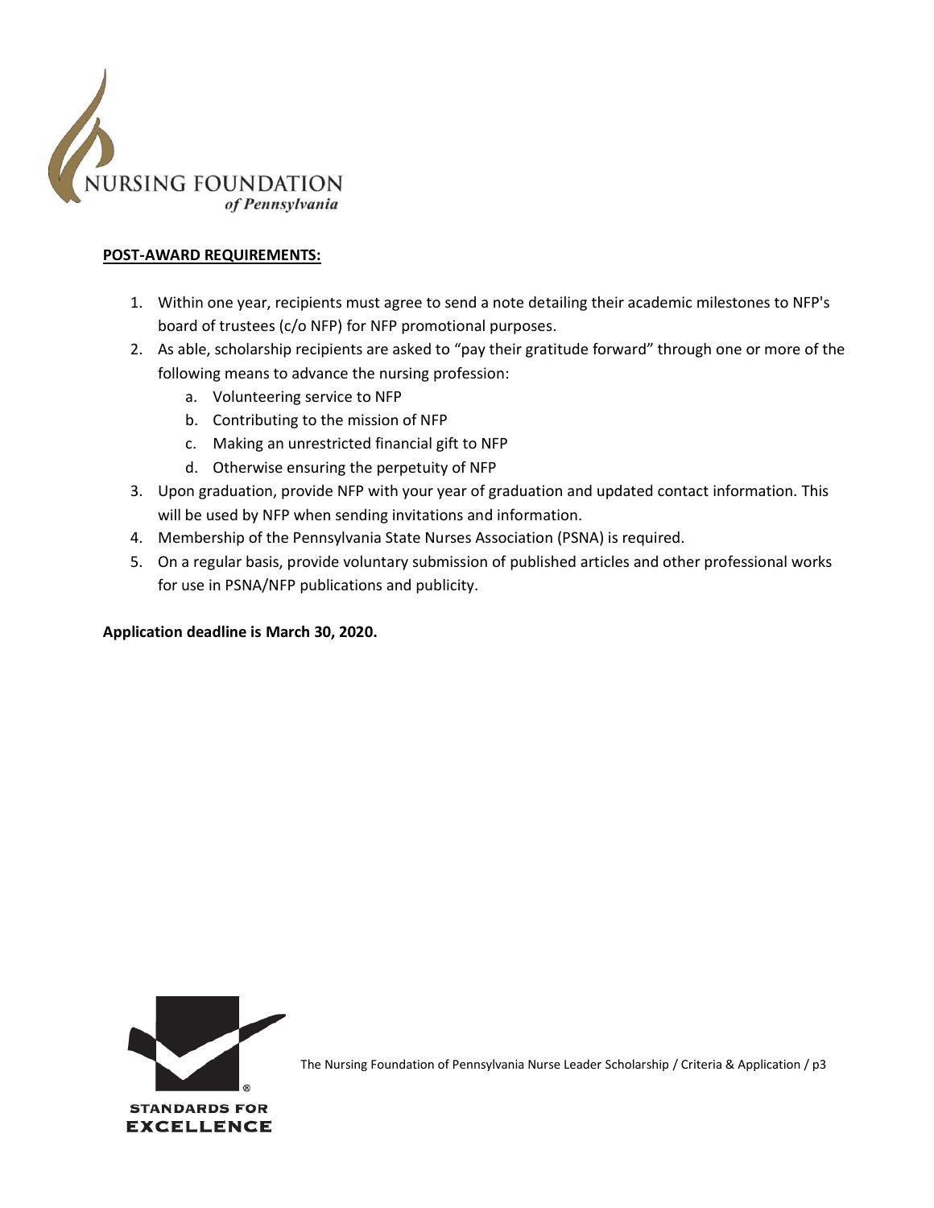**POST-AWARD REQUIREMENTS:**

1. Within one year, recipients must agree to send a note detailing their academic milestones to NFP's board of trustees (c/o NFP) for NFP promotional purposes.
2. As able, scholarship recipients are asked to "pay their gratitude forward" through one or more of the following means to advance the nursing profession:
   a. Volunteering service to NFP
   b. Contributing to the mission of NFP
   c. Making an unrestricted financial gift to NFP
   d. Otherwise ensuring the perpetuity of NFP
3. Upon graduation, provide NFP with your year of graduation and updated contact information. This will be used by NFP when sending invitations and information.
4. Membership of the Pennsylvania State Nurses Association (PSNA) is required.
5. On a regular basis, provide voluntary submission of published articles and other professional works for use in PSNA/NFP publications and publicity.

**Application deadline is March 30, 2020.**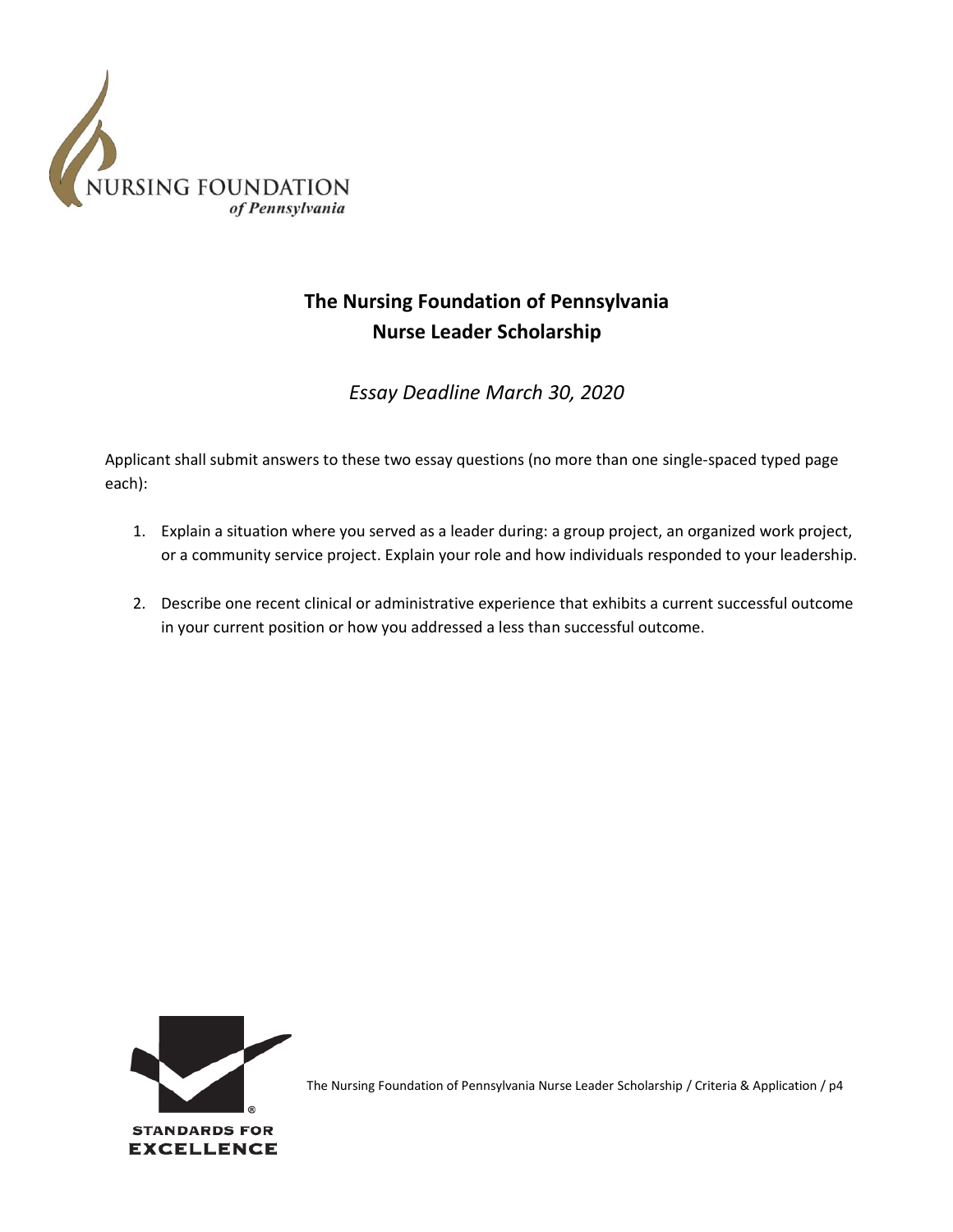# The Nursing Foundation of Pennsylvania
# Nurse Leader Scholarship

*Essay Deadline March 30, 2020*

Applicant shall submit answers to these two essay questions (no more than one single-spaced typed page each):

1. Explain a situation where you served as a leader during: a group project, an organized work project, or a community service project. Explain your role and how individuals responded to your leadership.
2. Describe one recent clinical or administrative experience that exhibits a current successful outcome in your current position or how you addressed a less than successful outcome.